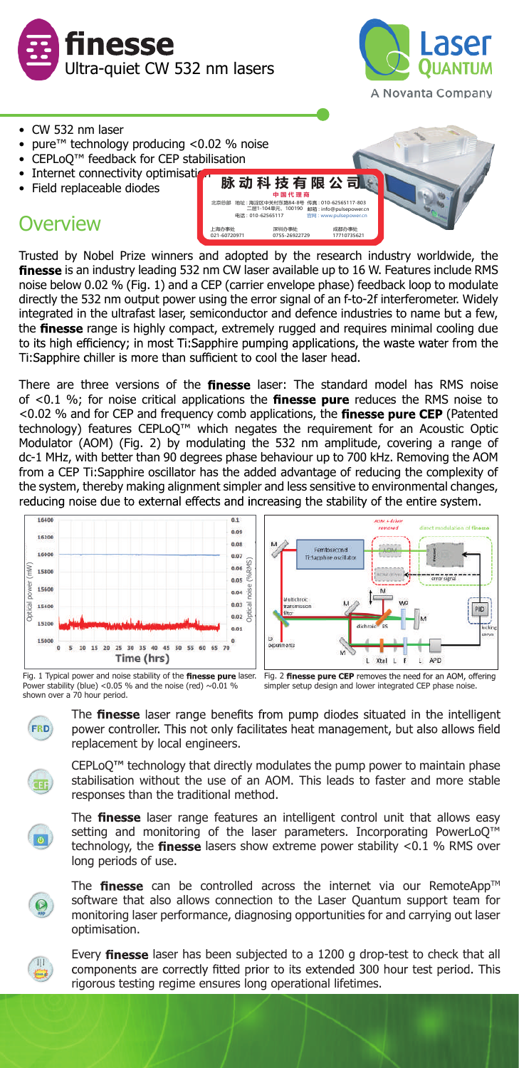# finesse

Ultra-quiet CW 532 nm lasers

Laser Quantum
A Novanta Company

- CW 532 nm laser
- pure™ technology producing <0.02 % noise
- CEPLoQ™ feedback for CEP stabilisation
- Internet connectivity optimisation
- Field replaceable diodes

脉动科技有限公司
中国代理商
北京总部 地址：海淀区中关村东路84-8号 二层1-104单元，100190 电话：010-62565117 传真：010-62565117-803 邮箱：info@pulsepower.cn 官网：www.pulsepower.cn
上海办事处 021-60720971 深圳办事处 0755-26922729 成都办事处 17710735621

## Overview

Trusted by Nobel Prize winners and adopted by the research industry worldwide, the **finesse** is an industry leading 532 nm CW laser available up to 16 W. Features include RMS noise below 0.02 % (Fig. 1) and a CEP (carrier envelope phase) feedback loop to modulate directly the 532 nm output power using the error signal of an f-to-2f interferometer. Widely integrated in the ultrafast laser, semiconductor and defence industries to name but a few, the **finesse** range is highly compact, extremely rugged and requires minimal cooling due to its high efficiency; in most Ti:Sapphire pumping applications, the waste water from the Ti:Sapphire chiller is more than sufficient to cool the laser head.

There are three versions of the **finesse** laser: The standard model has RMS noise of <0.1 %; for noise critical applications the **finesse pure** reduces the RMS noise to <0.02 % and for CEP and frequency comb applications, the **finesse pure CEP** (Patented technology) features CEPLoQ™ which negates the requirement for an Acoustic Optic Modulator (AOM) (Fig. 2) by modulating the 532 nm amplitude, covering a range of dc-1 MHz, with better than 90 degrees phase behaviour up to 700 kHz. Removing the AOM from a CEP Ti:Sapphire oscillator has the added advantage of reducing the complexity of the system, thereby making alignment simpler and less sensitive to environmental changes, reducing noise due to external effects and increasing the stability of the entire system.

Fig. 1 Typical power and noise stability of the **finesse pure** laser. Power stability (blue) <0.05 % and the noise (red) ~0.01 % shown over a 70 hour period.

Fig. 2 **finesse pure CEP** removes the need for an AOM, offering simpler setup design and lower integrated CEP phase noise.

The **finesse** laser range benefits from pump diodes situated in the intelligent power controller. This not only facilitates heat management, but also allows field replacement by local engineers.

CEPLoQ™ technology that directly modulates the pump power to maintain phase stabilisation without the use of an AOM. This leads to faster and more stable responses than the traditional method.

The **finesse** laser range features an intelligent control unit that allows easy setting and monitoring of the laser parameters. Incorporating PowerLoQ™ technology, the **finesse** lasers show extreme power stability <0.1 % RMS over long periods of use.

The **finesse** can be controlled across the internet via our RemoteApp™ software that also allows connection to the Laser Quantum support team for monitoring laser performance, diagnosing opportunities for and carrying out laser optimisation.

Every **finesse** laser has been subjected to a 1200 g drop-test to check that all components are correctly fitted prior to its extended 300 hour test period. This rigorous testing regime ensures long operational lifetimes.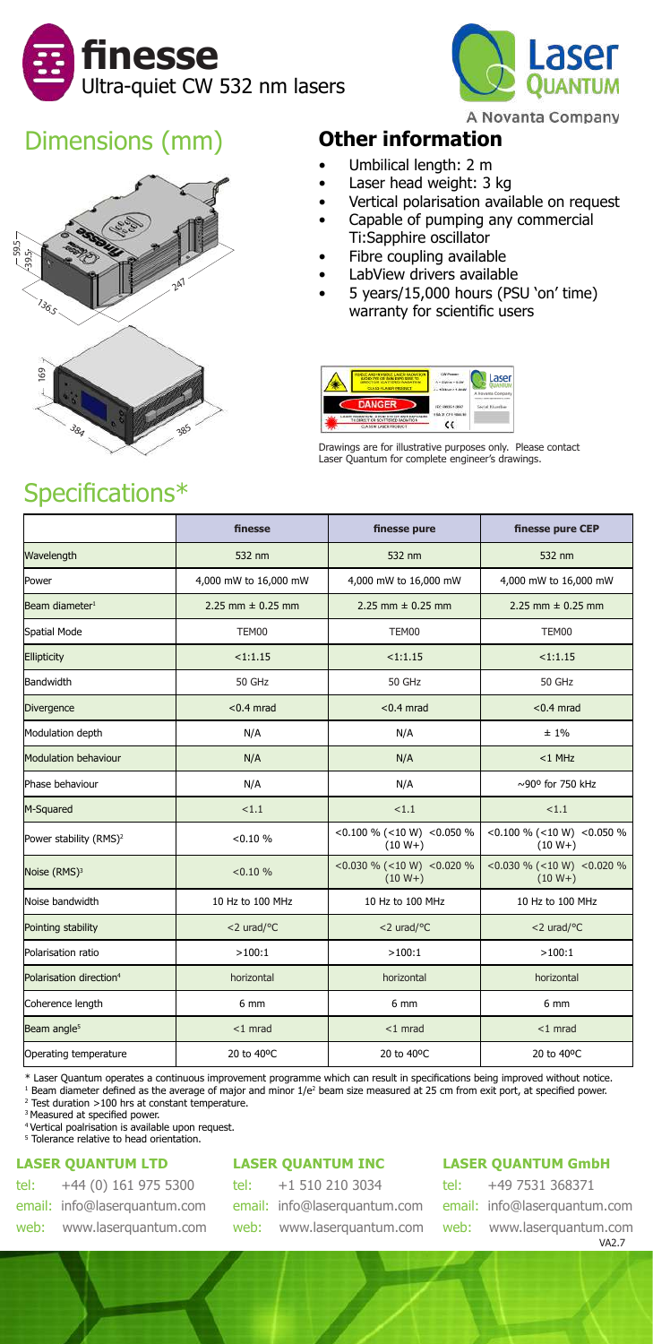# finesse

Ultra-quiet CW 532 nm lasers

Laser Quantum

A Novanta Company

## Dimensions (mm)

59.5
39.5
136.5
247
169
384
385

## Other information

- Umbilical length: 2 m
- Laser head weight: 3 kg
- Vertical polarisation available on request
- Capable of pumping any commercial Ti:Sapphire oscillator
- Fibre coupling available
- LabView drivers available
- 5 years/15,000 hours (PSU 'on' time) warranty for scientific users

Drawings are for illustrative purposes only. Please contact Laser Quantum for complete engineer's drawings.

## Specifications*

| | finesse | finesse pure | finesse pure CEP |
|---|---|---|---|
| Wavelength | 532 nm | 532 nm | 532 nm |
| Power | 4,000 mW to 16,000 mW | 4,000 mW to 16,000 mW | 4,000 mW to 16,000 mW |
| Beam diameter[1] | 2.25 mm ± 0.25 mm | 2.25 mm ± 0.25 mm | 2.25 mm ± 0.25 mm |
| Spatial Mode | TEM00 | TEM00 | TEM00 |
| Ellipticity | <1:1.15 | <1:1.15 | <1:1.15 |
| Bandwidth | 50 GHz | 50 GHz | 50 GHz |
| Divergence | <0.4 mrad | <0.4 mrad | <0.4 mrad |
| Modulation depth | N/A | N/A | ± 1% |
| Modulation behaviour | N/A | N/A | <1 MHz |
| Phase behaviour | N/A | N/A | ~90º for 750 kHz |
| M-Squared | <1.1 | <1.1 | <1.1 |
| Power stability (RMS)[2] | <0.10 % | <0.100 % (<10 W) <0.050 % (10 W+) | <0.100 % (<10 W) <0.050 % (10 W+) |
| Noise (RMS)[3] | <0.10 % | <0.030 % (<10 W) <0.020 % (10 W+) | <0.030 % (<10 W) <0.020 % (10 W+) |
| Noise bandwidth | 10 Hz to 100 MHz | 10 Hz to 100 MHz | 10 Hz to 100 MHz |
| Pointing stability | <2 urad/°C | <2 urad/°C | <2 urad/°C |
| Polarisation ratio | >100:1 | >100:1 | >100:1 |
| Polarisation direction[4] | horizontal | horizontal | horizontal |
| Coherence length | 6 mm | 6 mm | 6 mm |
| Beam angle[5] | <1 mrad | <1 mrad | <1 mrad |
| Operating temperature | 20 to 40ºC | 20 to 40ºC | 20 to 40ºC |

\* Laser Quantum operates a continuous improvement programme which can result in specifications being improved without notice.
[1] Beam diameter defined as the average of major and minor $1/e^2$ beam size measured at 25 cm from exit port, at specified power.
[2] Test duration >100 hrs at constant temperature.
[3] Measured at specified power.
[4] Vertical poalrisation is available upon request.
[5] Tolerance relative to head orientation.

**LASER QUANTUM LTD**
tel: +44 (0) 161 975 5300
email: info@laserquantum.com
web: www.laserquantum.com

**LASER QUANTUM INC**
tel: +1 510 210 3034
email: info@laserquantum.com
web: www.laserquantum.com

**LASER QUANTUM GmbH**
tel: +49 7531 368371
email: info@laserquantum.com
web: www.laserquantum.com

VA2.7